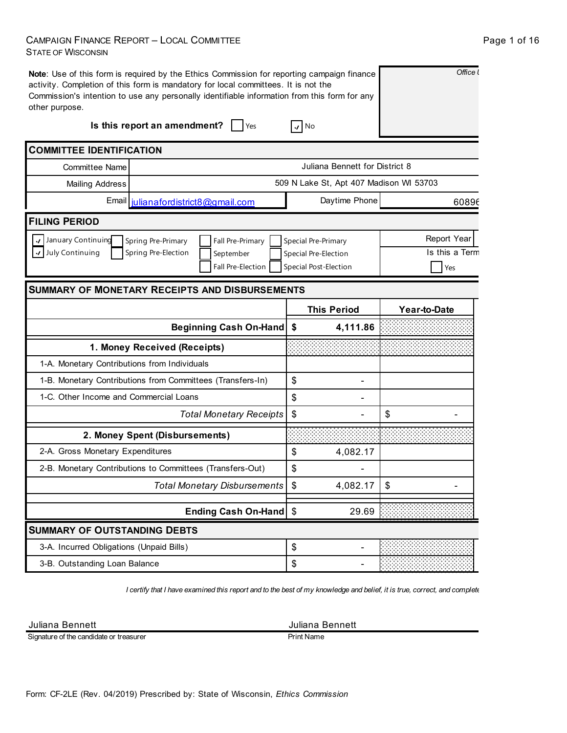CAMPAIGN FINANCE REPORT – LOCAL COMMITTEE
STATE OF WISCONSIN

**Note**: Use of this form is required by the Ethics Commission for reporting campaign finance activity. Completion of this form is mandatory for local committees. It is not the Commission's intention to use any personally identifiable information from this form for any other purpose.

*Office U*

**Is this report an amendment?** ☐ Yes ☑ No

## COMMITTEE IDENTIFICATION

| | |
|---|---|
| Committee Name | Juliana Bennett for District 8 |
| Mailing Address | 509 N Lake St, Apt 407 Madison WI 53703 |
| Email | julianafordistrict8@gmail.com |
| Daytime Phone | 60896 |

## FILING PERIOD

☑ January Continuing ☐ Spring Pre-Primary ☐ Fall Pre-Primary ☐ Special Pre-Primary
☑ July Continuing ☐ Spring Pre-Election ☐ September ☐ Special Pre-Election
☐ Fall Pre-Election ☐ Special Post-Election

Report Year
Is this a Term
☐ Yes

## SUMMARY OF MONETARY RECEIPTS AND DISBURSEMENTS

| | This Period | Year-to-Date |
|---|---|---|
| **Beginning Cash On-Hand** | **$ 4,111.86** | |
| **1. Money Received (Receipts)** | | |
| 1-A. Monetary Contributions from Individuals | | |
| 1-B. Monetary Contributions from Committees (Transfers-In) | $ - | |
| 1-C. Other Income and Commercial Loans | $ - | |
| *Total Monetary Receipts* | $ - | $ - |
| **2. Money Spent (Disbursements)** | | |
| 2-A. Gross Monetary Expenditures | $ 4,082.17 | |
| 2-B. Monetary Contributions to Committees (Transfers-Out) | $ - | |
| *Total Monetary Disbursements* | $ 4,082.17 | $ - |
| **Ending Cash On-Hand** | $ 29.69 | |

## SUMMARY OF OUTSTANDING DEBTS

| | |
|---|---|
| 3-A. Incurred Obligations (Unpaid Bills) | $ - |
| 3-B. Outstanding Loan Balance | $ - |

*I certify that I have examined this report and to the best of my knowledge and belief, it is true, correct, and complete*

| | |
|---|---|
| Juliana Bennett | Juliana Bennett |
| Signature of the candidate or treasurer | Print Name |

Form: CF-2LE (Rev. 04/2019) Prescribed by: State of Wisconsin, *Ethics Commission*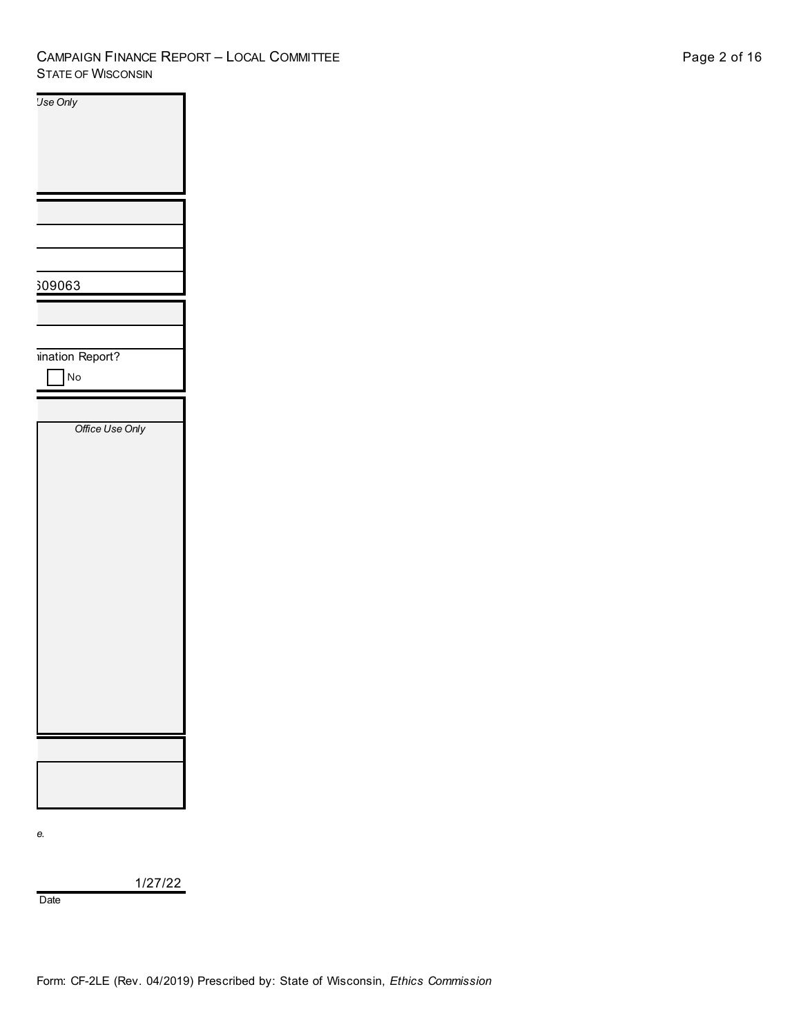*Use Only*

509063

ination Report?

No

*Office Use Only*

*e.*

1/27/22

Date

Form: CF-2LE (Rev. 04/2019) Prescribed by: State of Wisconsin, *Ethics Commission*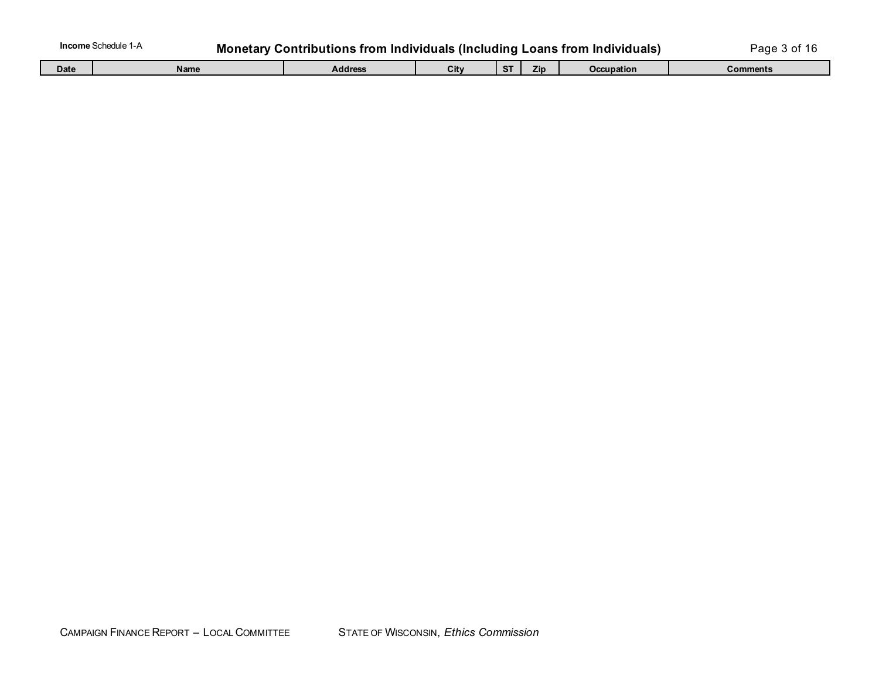**Income** Schedule 1-A

## Monetary Contributions from Individuals (Including Loans from Individuals)

| Date | Name | Address | City | ST | Zip | Occupation | Comments |
|---|---|---|---|---|---|---|---|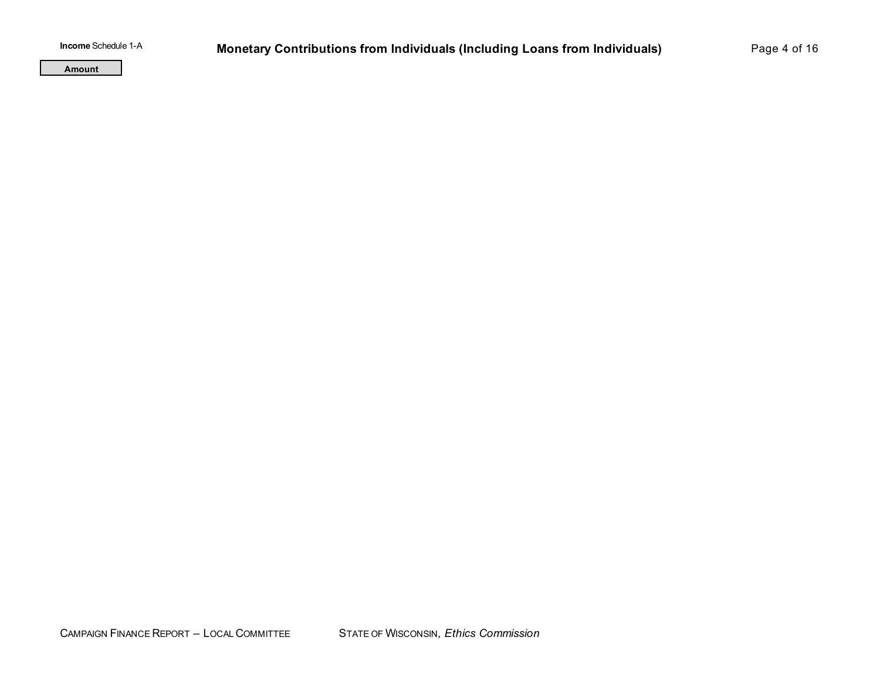**Income** Schedule 1-A

# Monetary Contributions from Individuals (Including Loans from Individuals)

| Amount |
| --- |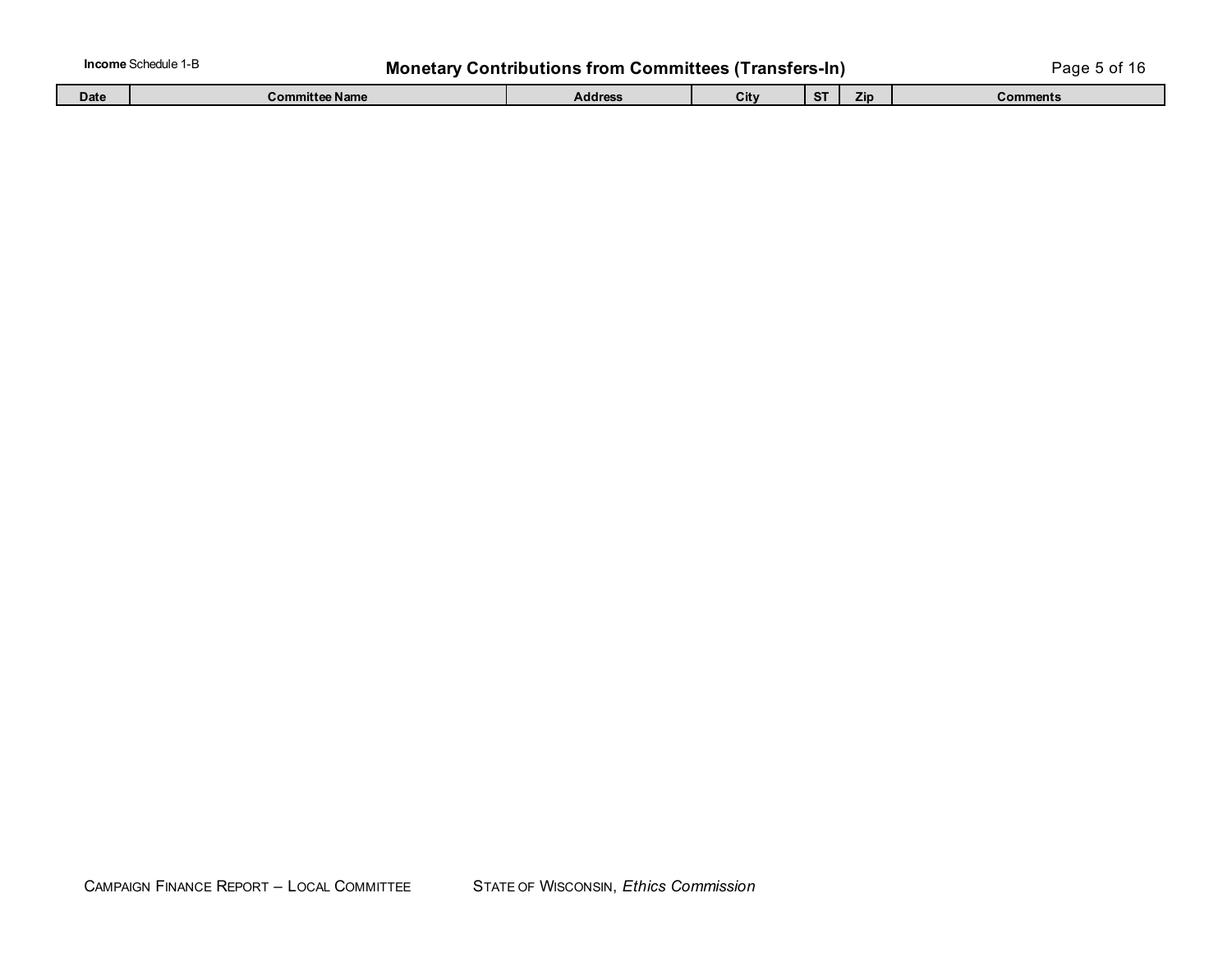**Income** Schedule 1-B

# Monetary Contributions from Committees (Transfers-In)

| Date | Committee Name | Address | City | ST | Zip | Comments |
|---|---|---|---|---|---|---|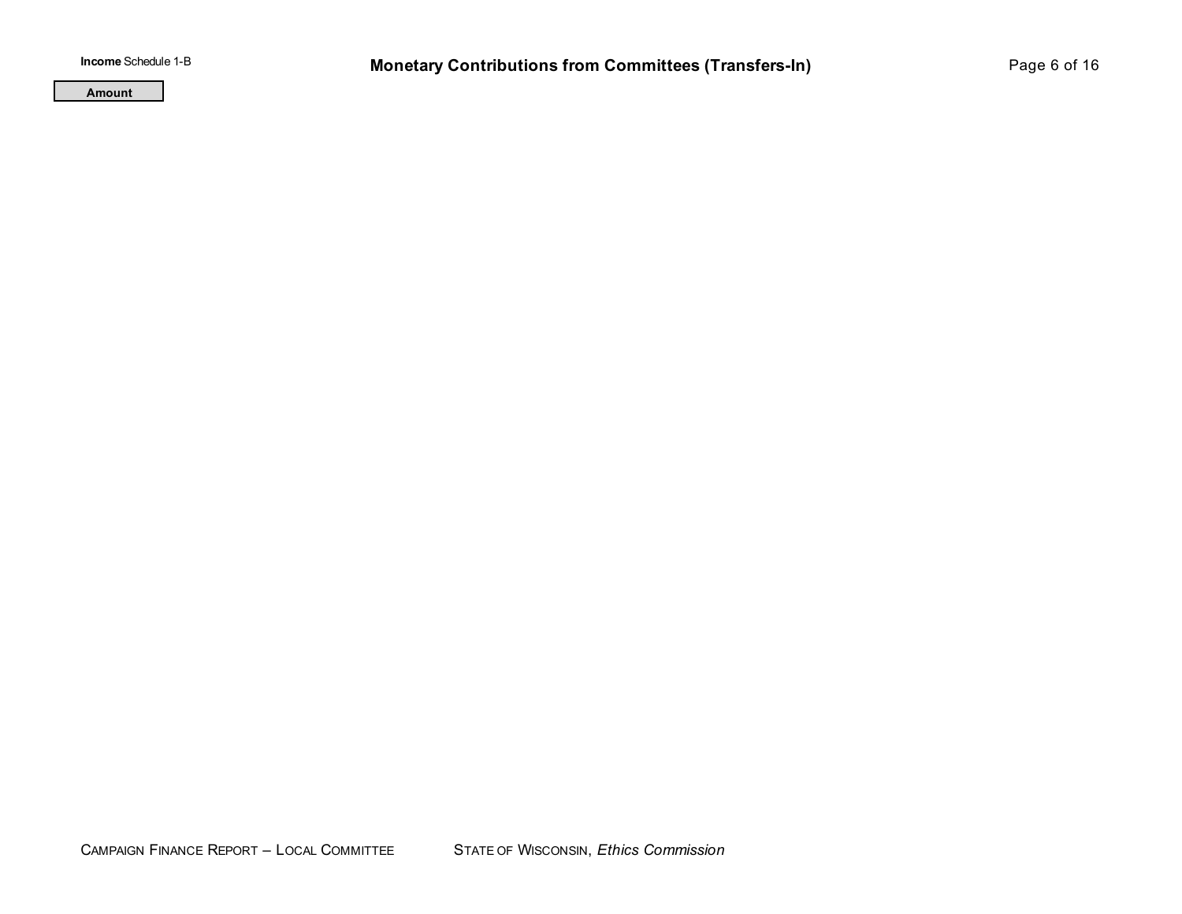**Income** Schedule 1-B

# Monetary Contributions from Committees (Transfers-In)

| Amount |
| --- |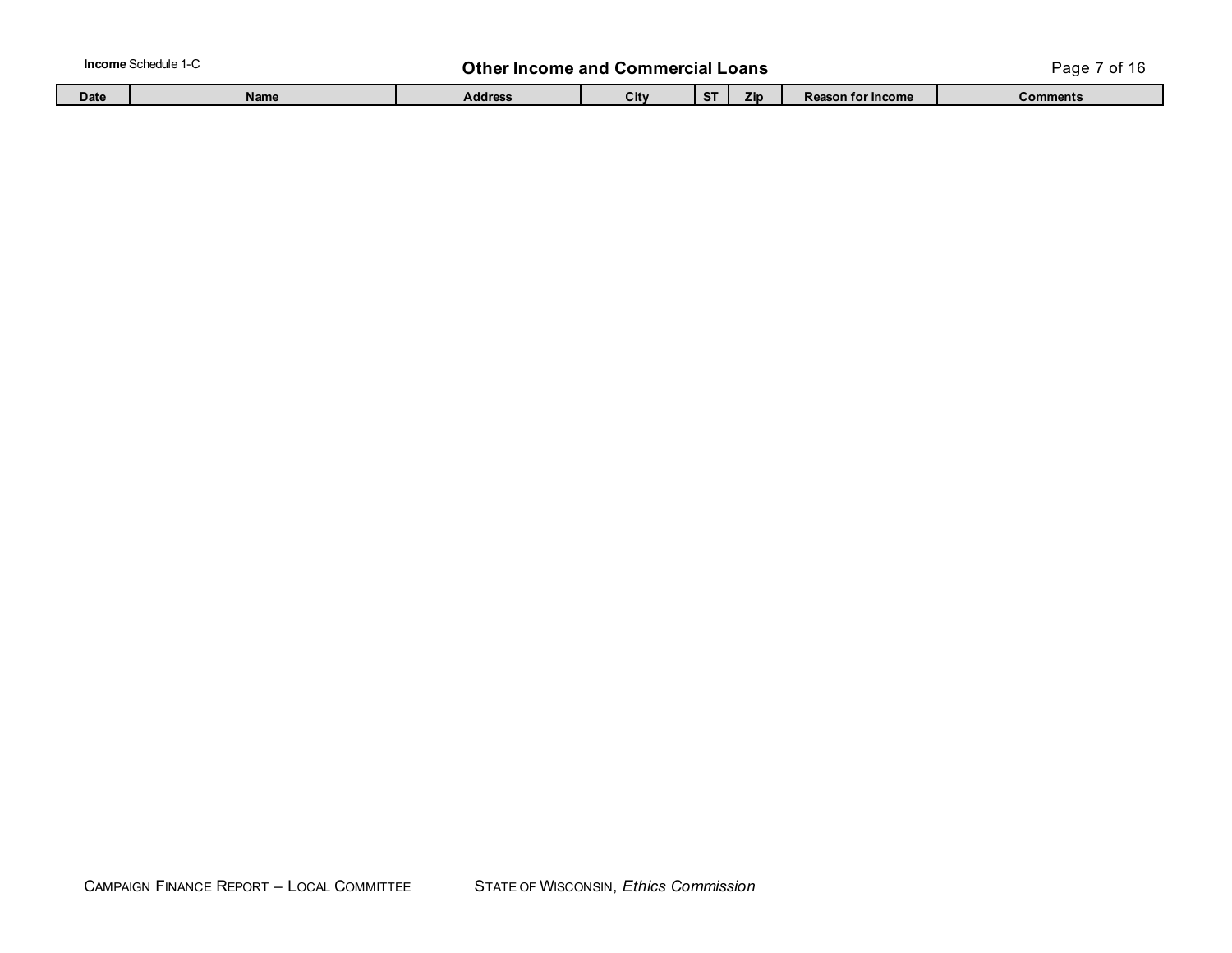Income Schedule 1-C

## Other Income and Commercial Loans

| Date | Name | Address | City | ST | Zip | Reason for Income | Comments |
|---|---|---|---|---|---|---|---|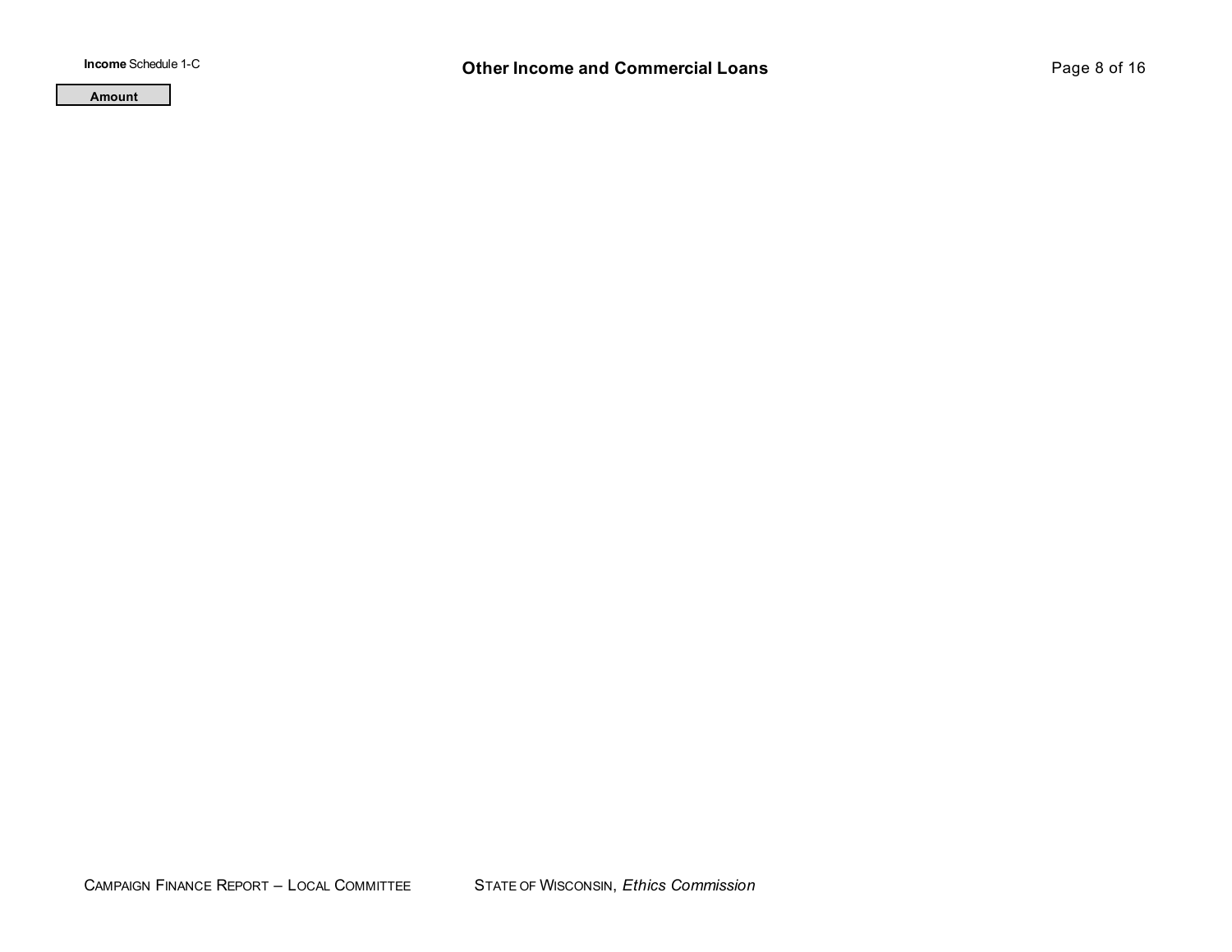**Income** Schedule 1-C

# Other Income and Commercial Loans

| Amount |
|---|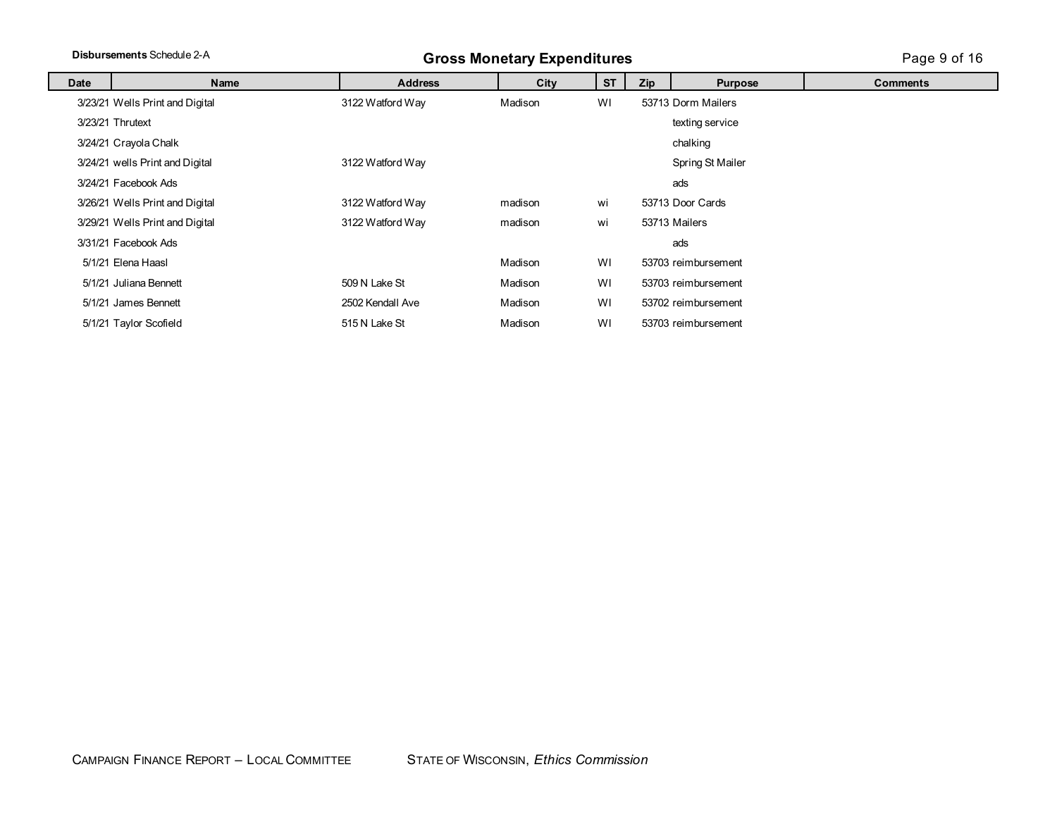**Disbursements** Schedule 2-A

## Gross Monetary Expenditures

| Date | Name | Address | City | ST | Zip | Purpose | Comments |
|---|---|---|---|---|---|---|---|
| 3/23/21 | Wells Print and Digital | 3122 Watford Way | Madison | WI | 53713 | Dorm Mailers | |
| 3/23/21 | Thrutext | | | | | texting service | |
| 3/24/21 | Crayola Chalk | | | | | chalking | |
| 3/24/21 | wells Print and Digital | 3122 Watford Way | | | | Spring St Mailer | |
| 3/24/21 | Facebook Ads | | | | | ads | |
| 3/26/21 | Wells Print and Digital | 3122 Watford Way | madison | wi | 53713 | Door Cards | |
| 3/29/21 | Wells Print and Digital | 3122 Watford Way | madison | wi | 53713 | Mailers | |
| 3/31/21 | Facebook Ads | | | | | ads | |
| 5/1/21 | Elena Haasl | | Madison | WI | 53703 | reimbursement | |
| 5/1/21 | Juliana Bennett | 509 N Lake St | Madison | WI | 53703 | reimbursement | |
| 5/1/21 | James Bennett | 2502 Kendall Ave | Madison | WI | 53702 | reimbursement | |
| 5/1/21 | Taylor Scofield | 515 N Lake St | Madison | WI | 53703 | reimbursement | |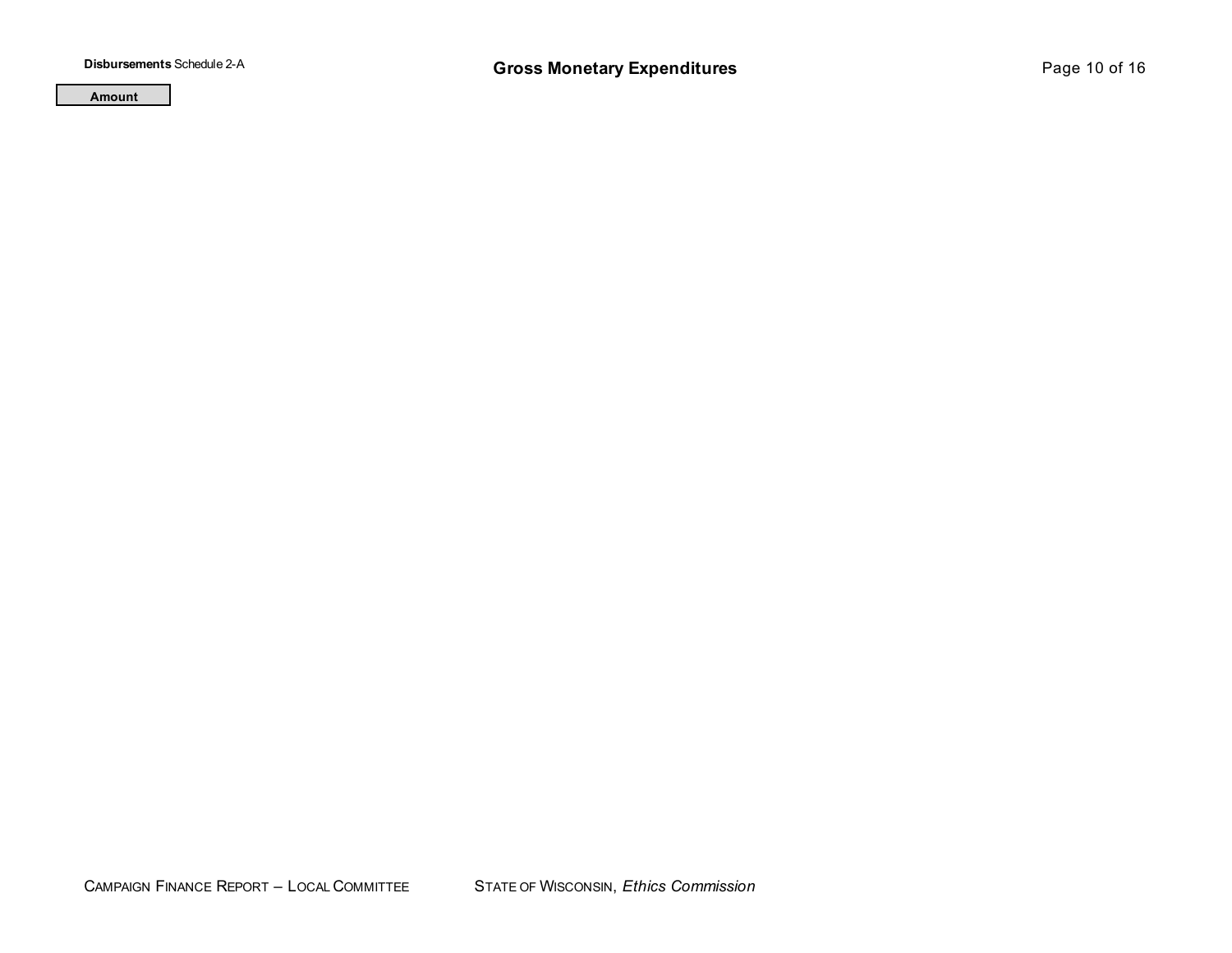**Disbursements** Schedule 2-A

# Gross Monetary Expenditures

| Amount |
| --- |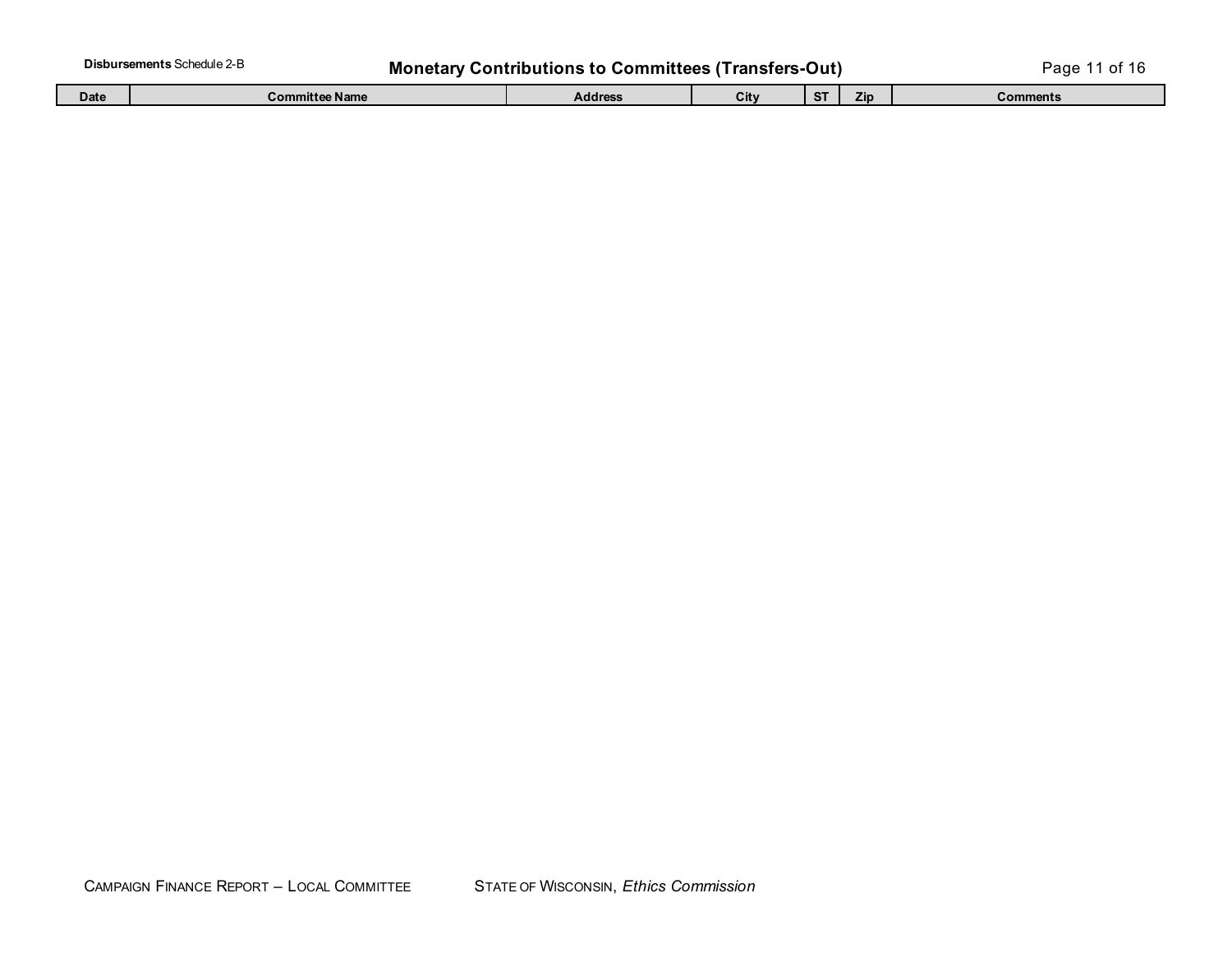**Disbursements** Schedule 2-B

# Monetary Contributions to Committees (Transfers-Out)

| Date | Committee Name | Address | City | ST | Zip | Comments |
| --- | --- | --- | --- | --- | --- | --- |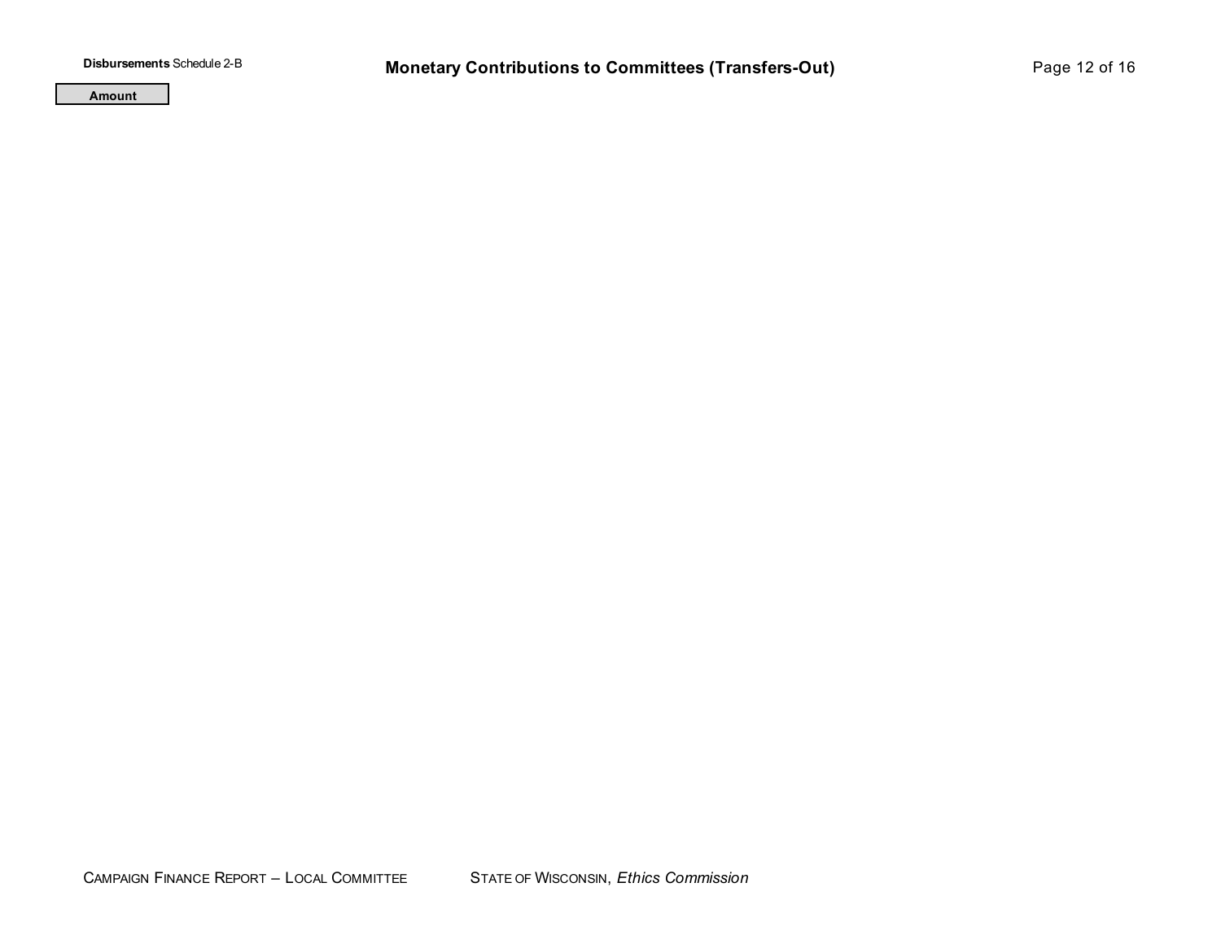**Disbursements** Schedule 2-B

# Monetary Contributions to Committees (Transfers-Out)

| Amount |
| --- |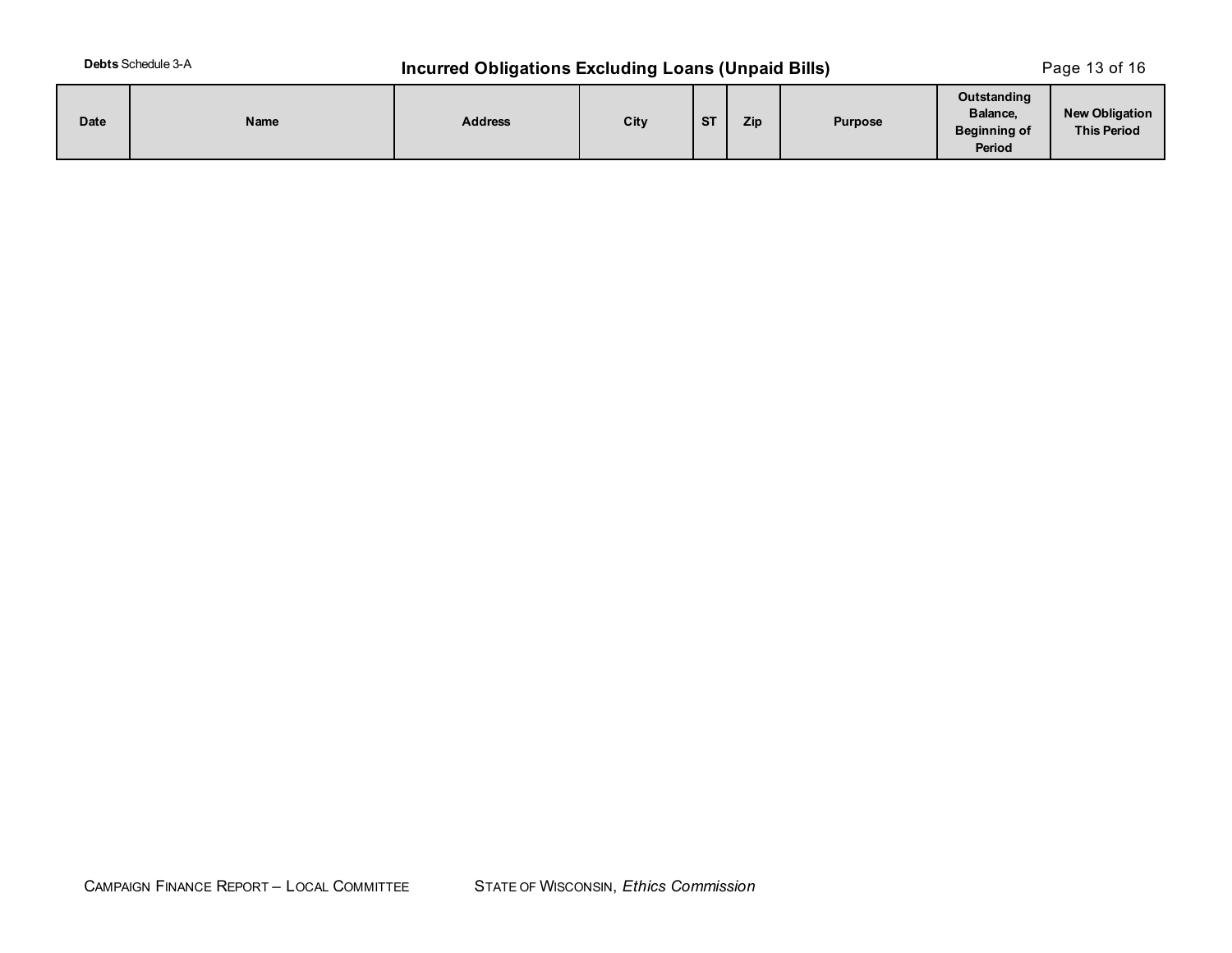**Debts** Schedule 3-A

# Incurred Obligations Excluding Loans (Unpaid Bills)

| Date | Name | Address | City | ST | Zip | Purpose | Outstanding Balance, Beginning of Period | New Obligation This Period |
|---|---|---|---|---|---|---|---|---|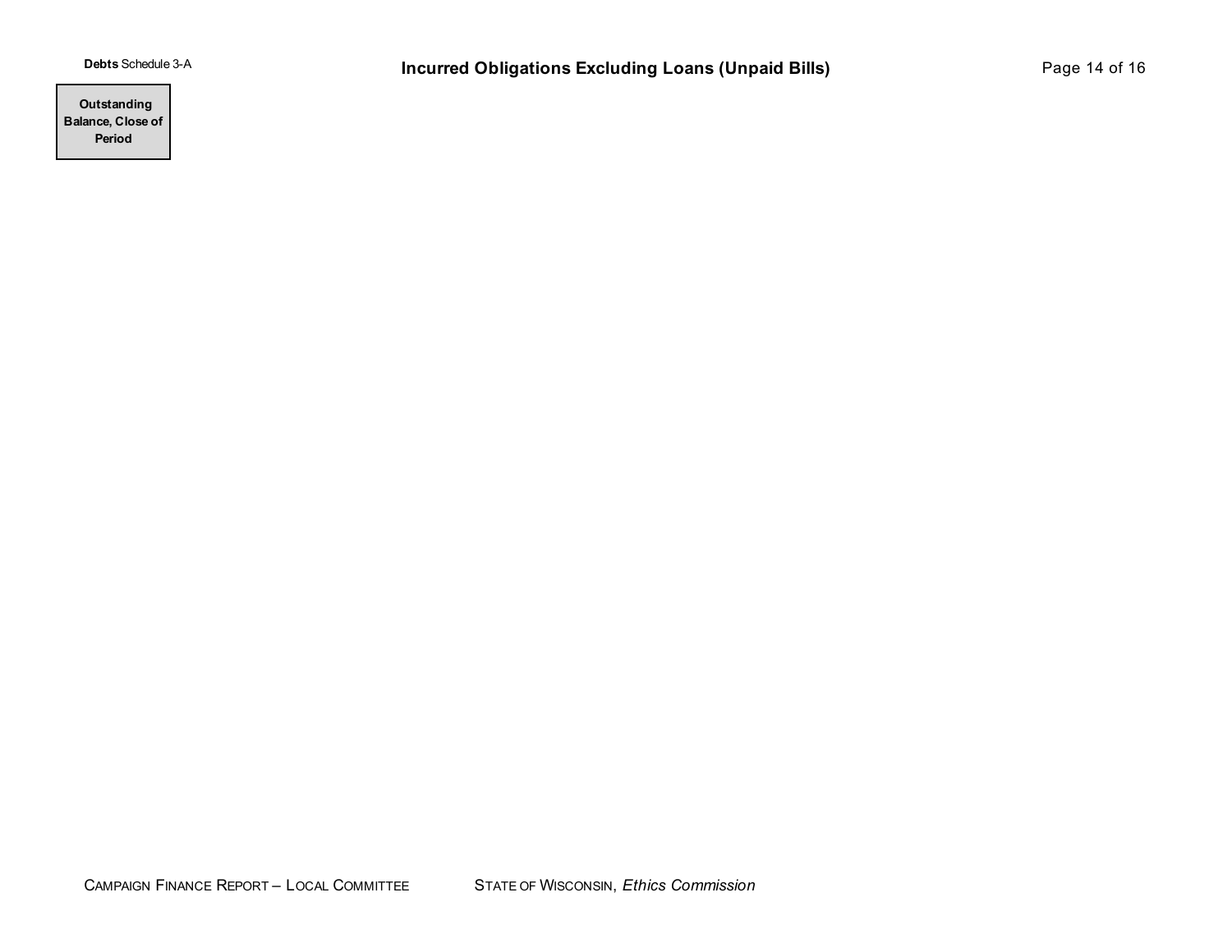**Debts** Schedule 3-A

# Incurred Obligations Excluding Loans (Unpaid Bills)

| Outstanding Balance, Close of Period |
|---|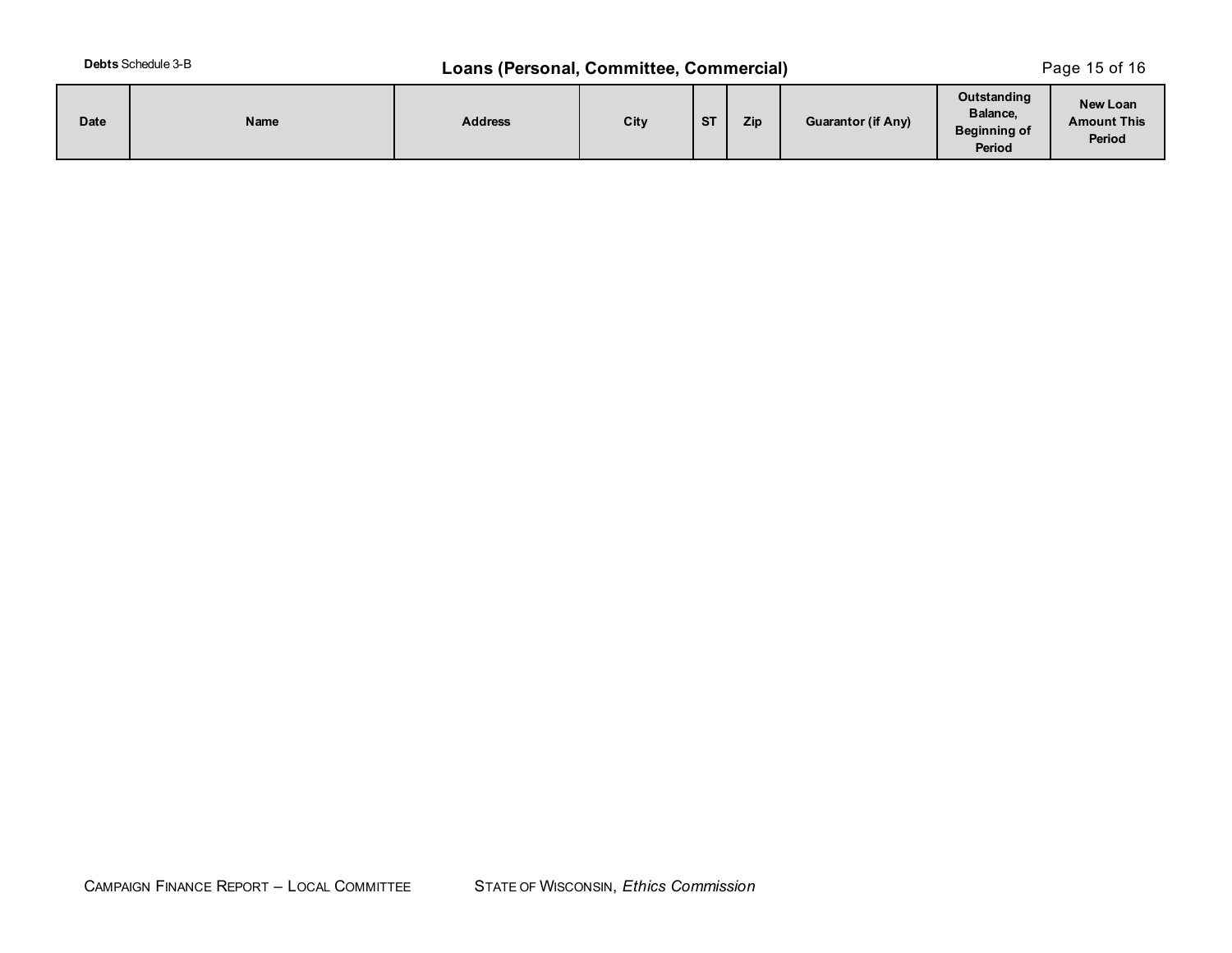**Debts** Schedule 3-B

# Loans (Personal, Committee, Commercial)

| Date | Name | Address | City | ST | Zip | Guarantor (if Any) | Outstanding Balance, Beginning of Period | New Loan Amount This Period |
|---|---|---|---|---|---|---|---|---|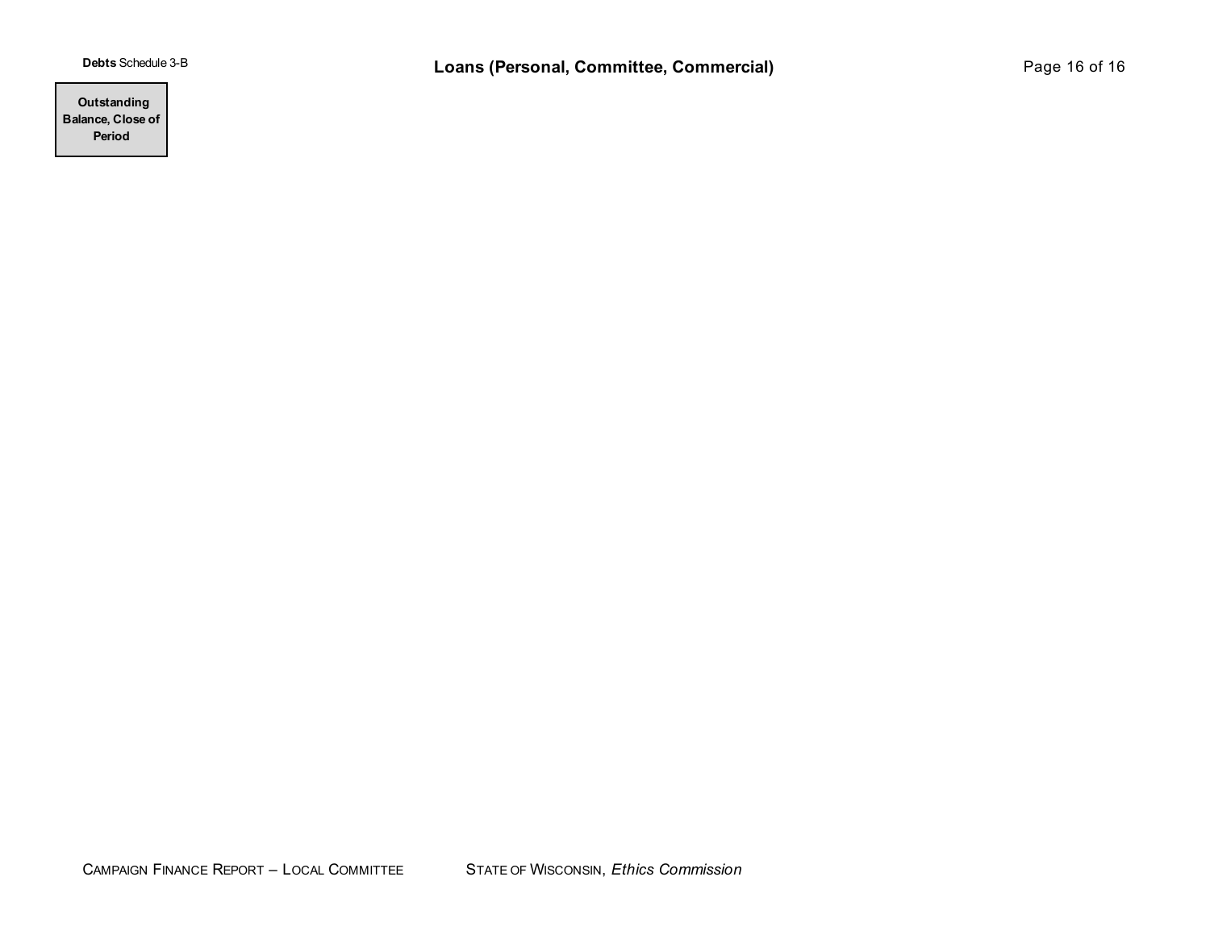**Debts** Schedule 3-B

# Loans (Personal, Committee, Commercial)

| Outstanding Balance, Close of Period |
| --- |